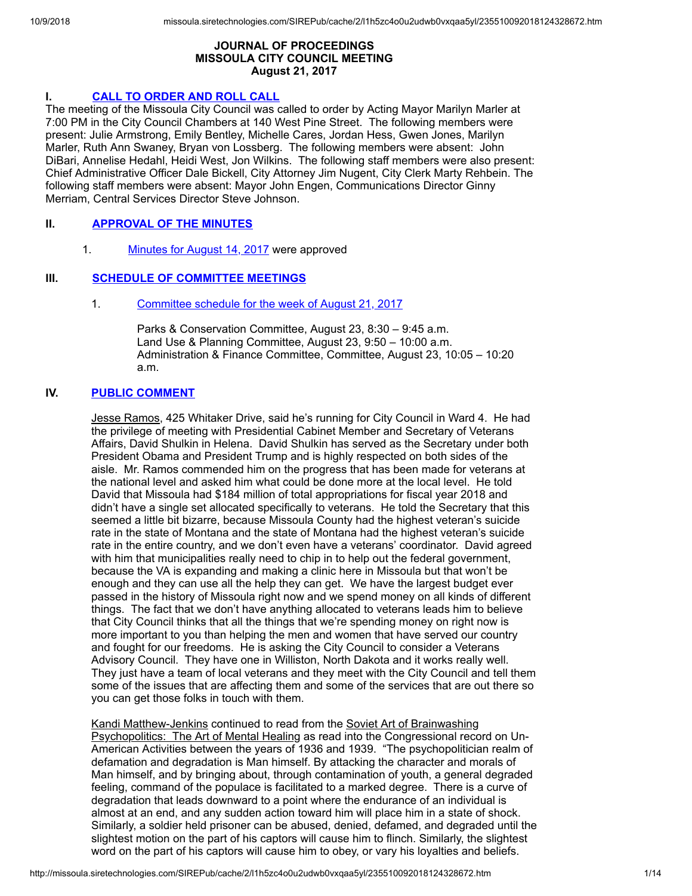# JOURNAL OF PROCEEDINGS
## MISSOULA CITY COUNCIL MEETING
### August 21, 2017

## I. CALL TO ORDER AND ROLL CALL

The meeting of the Missoula City Council was called to order by Acting Mayor Marilyn Marler at 7:00 PM in the City Council Chambers at 140 West Pine Street. The following members were present: Julie Armstrong, Emily Bentley, Michelle Cares, Jordan Hess, Gwen Jones, Marilyn Marler, Ruth Ann Swaney, Bryan von Lossberg. The following members were absent: John DiBari, Annelise Hedahl, Heidi West, Jon Wilkins. The following staff members were also present: Chief Administrative Officer Dale Bickell, City Attorney Jim Nugent, City Clerk Marty Rehbein. The following staff members were absent: Mayor John Engen, Communications Director Ginny Merriam, Central Services Director Steve Johnson.

## II. APPROVAL OF THE MINUTES

1. Minutes for August 14, 2017 were approved

## III. SCHEDULE OF COMMITTEE MEETINGS

1. Committee schedule for the week of August 21, 2017

   Parks & Conservation Committee, August 23, 8:30 – 9:45 a.m.
   Land Use & Planning Committee, August 23, 9:50 – 10:00 a.m.
   Administration & Finance Committee, Committee, August 23, 10:05 – 10:20 a.m.

## IV. PUBLIC COMMENT

Jesse Ramos, 425 Whitaker Drive, said he's running for City Council in Ward 4. He had the privilege of meeting with Presidential Cabinet Member and Secretary of Veterans Affairs, David Shulkin in Helena. David Shulkin has served as the Secretary under both President Obama and President Trump and is highly respected on both sides of the aisle. Mr. Ramos commended him on the progress that has been made for veterans at the national level and asked him what could be done more at the local level. He told David that Missoula had $184 million of total appropriations for fiscal year 2018 and didn't have a single set allocated specifically to veterans. He told the Secretary that this seemed a little bit bizarre, because Missoula County had the highest veteran's suicide rate in the state of Montana and the state of Montana had the highest veteran's suicide rate in the entire country, and we don't even have a veterans' coordinator. David agreed with him that municipalities really need to chip in to help out the federal government, because the VA is expanding and making a clinic here in Missoula but that won't be enough and they can use all the help they can get. We have the largest budget ever passed in the history of Missoula right now and we spend money on all kinds of different things. The fact that we don't have anything allocated to veterans leads him to believe that City Council thinks that all the things that we're spending money on right now is more important to you than helping the men and women that have served our country and fought for our freedoms. He is asking the City Council to consider a Veterans Advisory Council. They have one in Williston, North Dakota and it works really well. They just have a team of local veterans and they meet with the City Council and tell them some of the issues that are affecting them and some of the services that are out there so you can get those folks in touch with them.

Kandi Matthew-Jenkins continued to read from the Soviet Art of Brainwashing Psychopolitics: The Art of Mental Healing as read into the Congressional record on Un-American Activities between the years of 1936 and 1939. "The psychopolitician realm of defamation and degradation is Man himself. By attacking the character and morals of Man himself, and by bringing about, through contamination of youth, a general degraded feeling, command of the populace is facilitated to a marked degree. There is a curve of degradation that leads downward to a point where the endurance of an individual is almost at an end, and any sudden action toward him will place him in a state of shock. Similarly, a soldier held prisoner can be abused, denied, defamed, and degraded until the slightest motion on the part of his captors will cause him to flinch. Similarly, the slightest word on the part of his captors will cause him to obey, or vary his loyalties and beliefs.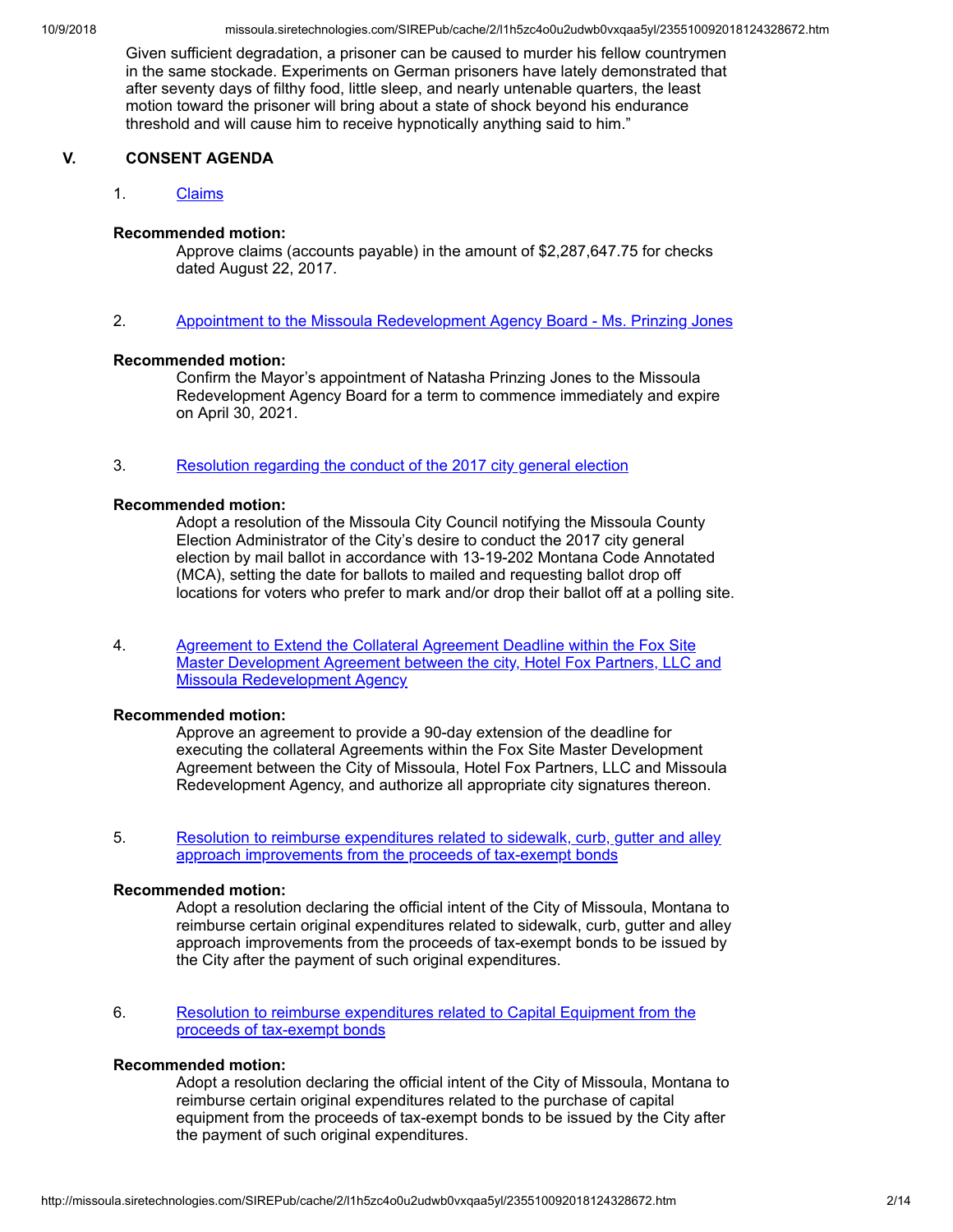Given sufficient degradation, a prisoner can be caused to murder his fellow countrymen in the same stockade. Experiments on German prisoners have lately demonstrated that after seventy days of filthy food, little sleep, and nearly untenable quarters, the least motion toward the prisoner will bring about a state of shock beyond his endurance threshold and will cause him to receive hypnotically anything said to him."

## V. CONSENT AGENDA

1. Claims

**Recommended motion:**

Approve claims (accounts payable) in the amount of $2,287,647.75 for checks dated August 22, 2017.

2. Appointment to the Missoula Redevelopment Agency Board - Ms. Prinzing Jones

**Recommended motion:**

Confirm the Mayor's appointment of Natasha Prinzing Jones to the Missoula Redevelopment Agency Board for a term to commence immediately and expire on April 30, 2021.

3. Resolution regarding the conduct of the 2017 city general election

**Recommended motion:**

Adopt a resolution of the Missoula City Council notifying the Missoula County Election Administrator of the City's desire to conduct the 2017 city general election by mail ballot in accordance with 13-19-202 Montana Code Annotated (MCA), setting the date for ballots to mailed and requesting ballot drop off locations for voters who prefer to mark and/or drop their ballot off at a polling site.

4. Agreement to Extend the Collateral Agreement Deadline within the Fox Site Master Development Agreement between the city, Hotel Fox Partners, LLC and Missoula Redevelopment Agency

**Recommended motion:**

Approve an agreement to provide a 90-day extension of the deadline for executing the collateral Agreements within the Fox Site Master Development Agreement between the City of Missoula, Hotel Fox Partners, LLC and Missoula Redevelopment Agency, and authorize all appropriate city signatures thereon.

5. Resolution to reimburse expenditures related to sidewalk, curb, gutter and alley approach improvements from the proceeds of tax-exempt bonds

**Recommended motion:**

Adopt a resolution declaring the official intent of the City of Missoula, Montana to reimburse certain original expenditures related to sidewalk, curb, gutter and alley approach improvements from the proceeds of tax-exempt bonds to be issued by the City after the payment of such original expenditures.

6. Resolution to reimburse expenditures related to Capital Equipment from the proceeds of tax-exempt bonds

**Recommended motion:**

Adopt a resolution declaring the official intent of the City of Missoula, Montana to reimburse certain original expenditures related to the purchase of capital equipment from the proceeds of tax-exempt bonds to be issued by the City after the payment of such original expenditures.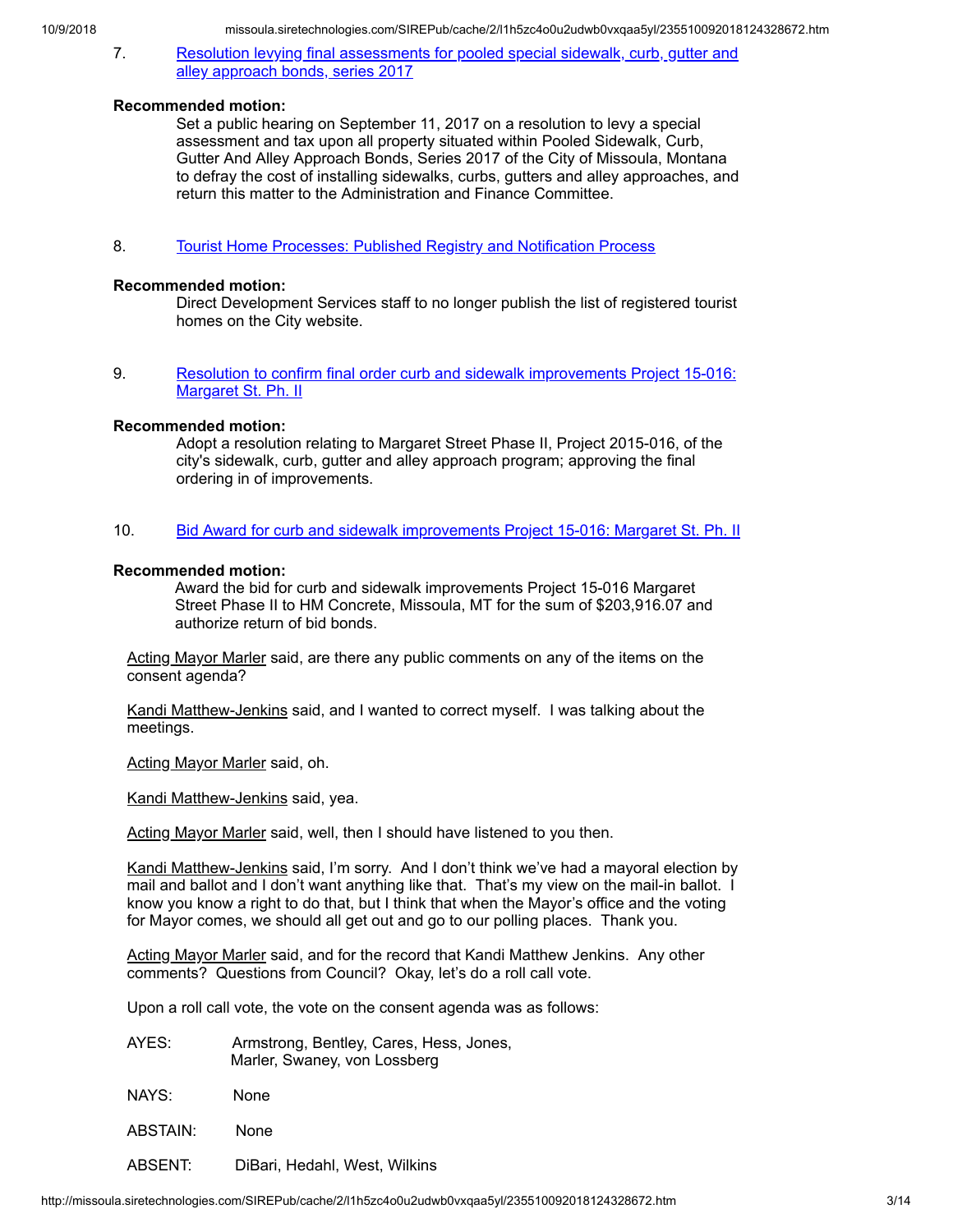7. [Resolution levying final assessments for pooled special sidewalk, curb, gutter and alley approach bonds, series 2017]

**Recommended motion:**

Set a public hearing on September 11, 2017 on a resolution to levy a special assessment and tax upon all property situated within Pooled Sidewalk, Curb, Gutter And Alley Approach Bonds, Series 2017 of the City of Missoula, Montana to defray the cost of installing sidewalks, curbs, gutters and alley approaches, and return this matter to the Administration and Finance Committee.

8. [Tourist Home Processes: Published Registry and Notification Process]

**Recommended motion:**

Direct Development Services staff to no longer publish the list of registered tourist homes on the City website.

9. [Resolution to confirm final order curb and sidewalk improvements Project 15-016: Margaret St. Ph. II]

**Recommended motion:**

Adopt a resolution relating to Margaret Street Phase II, Project 2015-016, of the city's sidewalk, curb, gutter and alley approach program; approving the final ordering in of improvements.

10. [Bid Award for curb and sidewalk improvements Project 15-016: Margaret St. Ph. II]

**Recommended motion:**

Award the bid for curb and sidewalk improvements Project 15-016 Margaret Street Phase II to HM Concrete, Missoula, MT for the sum of $203,916.07 and authorize return of bid bonds.

Acting Mayor Marler said, are there any public comments on any of the items on the consent agenda?

Kandi Matthew-Jenkins said, and I wanted to correct myself. I was talking about the meetings.

Acting Mayor Marler said, oh.

Kandi Matthew-Jenkins said, yea.

Acting Mayor Marler said, well, then I should have listened to you then.

Kandi Matthew-Jenkins said, I'm sorry. And I don't think we've had a mayoral election by mail and ballot and I don't want anything like that. That's my view on the mail-in ballot. I know you know a right to do that, but I think that when the Mayor's office and the voting for Mayor comes, we should all get out and go to our polling places. Thank you.

Acting Mayor Marler said, and for the record that Kandi Matthew Jenkins. Any other comments? Questions from Council? Okay, let's do a roll call vote.

Upon a roll call vote, the vote on the consent agenda was as follows:

AYES: Armstrong, Bentley, Cares, Hess, Jones, Marler, Swaney, von Lossberg

NAYS: None

ABSTAIN: None

ABSENT: DiBari, Hedahl, West, Wilkins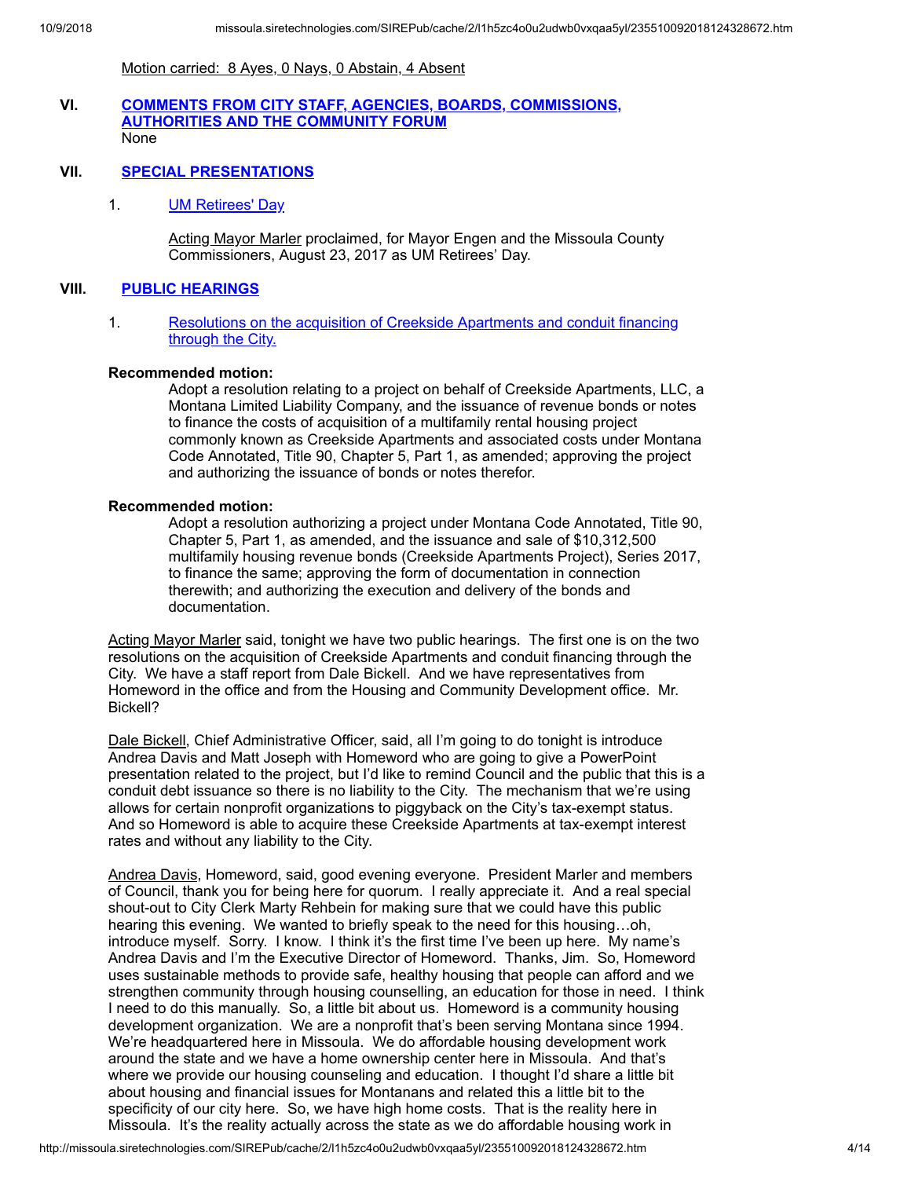Motion carried: 8 Ayes, 0 Nays, 0 Abstain, 4 Absent

## VI. COMMENTS FROM CITY STAFF, AGENCIES, BOARDS, COMMISSIONS, AUTHORITIES AND THE COMMUNITY FORUM

None

## VII. SPECIAL PRESENTATIONS

1. UM Retirees' Day

   Acting Mayor Marler proclaimed, for Mayor Engen and the Missoula County Commissioners, August 23, 2017 as UM Retirees' Day.

## VIII. PUBLIC HEARINGS

1. Resolutions on the acquisition of Creekside Apartments and conduit financing through the City.

**Recommended motion:**

Adopt a resolution relating to a project on behalf of Creekside Apartments, LLC, a Montana Limited Liability Company, and the issuance of revenue bonds or notes to finance the costs of acquisition of a multifamily rental housing project commonly known as Creekside Apartments and associated costs under Montana Code Annotated, Title 90, Chapter 5, Part 1, as amended; approving the project and authorizing the issuance of bonds or notes therefor.

**Recommended motion:**

Adopt a resolution authorizing a project under Montana Code Annotated, Title 90, Chapter 5, Part 1, as amended, and the issuance and sale of $10,312,500 multifamily housing revenue bonds (Creekside Apartments Project), Series 2017, to finance the same; approving the form of documentation in connection therewith; and authorizing the execution and delivery of the bonds and documentation.

Acting Mayor Marler said, tonight we have two public hearings. The first one is on the two resolutions on the acquisition of Creekside Apartments and conduit financing through the City. We have a staff report from Dale Bickell. And we have representatives from Homeword in the office and from the Housing and Community Development office. Mr. Bickell?

Dale Bickell, Chief Administrative Officer, said, all I'm going to do tonight is introduce Andrea Davis and Matt Joseph with Homeword who are going to give a PowerPoint presentation related to the project, but I'd like to remind Council and the public that this is a conduit debt issuance so there is no liability to the City. The mechanism that we're using allows for certain nonprofit organizations to piggyback on the City's tax-exempt status. And so Homeword is able to acquire these Creekside Apartments at tax-exempt interest rates and without any liability to the City.

Andrea Davis, Homeword, said, good evening everyone. President Marler and members of Council, thank you for being here for quorum. I really appreciate it. And a real special shout-out to City Clerk Marty Rehbein for making sure that we could have this public hearing this evening. We wanted to briefly speak to the need for this housing…oh, introduce myself. Sorry. I know. I think it's the first time I've been up here. My name's Andrea Davis and I'm the Executive Director of Homeword. Thanks, Jim. So, Homeword uses sustainable methods to provide safe, healthy housing that people can afford and we strengthen community through housing counselling, an education for those in need. I think I need to do this manually. So, a little bit about us. Homeword is a community housing development organization. We are a nonprofit that's been serving Montana since 1994. We're headquartered here in Missoula. We do affordable housing development work around the state and we have a home ownership center here in Missoula. And that's where we provide our housing counseling and education. I thought I'd share a little bit about housing and financial issues for Montanans and related this a little bit to the specificity of our city here. So, we have high home costs. That is the reality here in Missoula. It's the reality actually across the state as we do affordable housing work in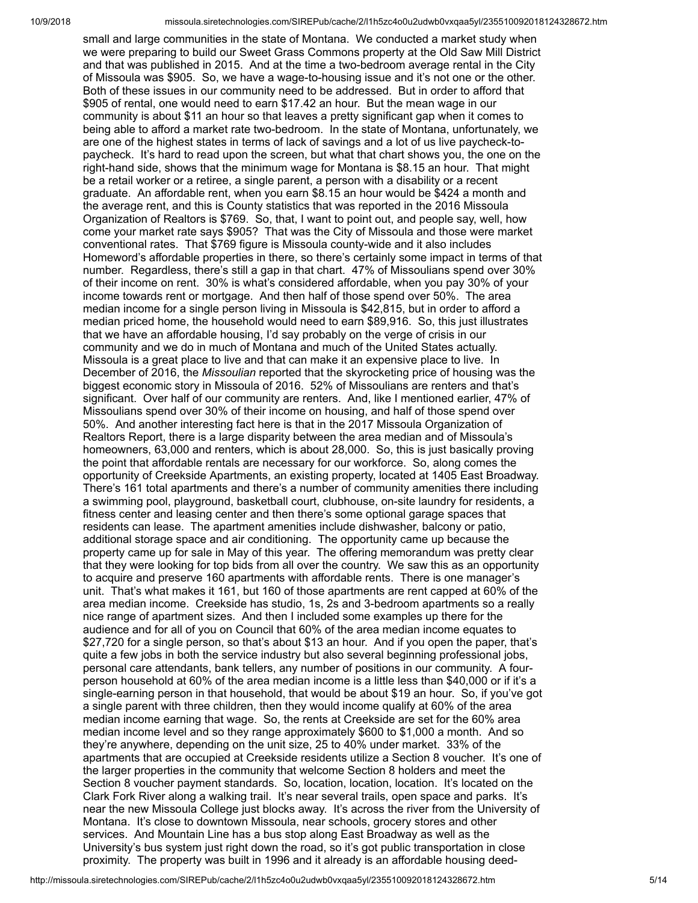small and large communities in the state of Montana. We conducted a market study when we were preparing to build our Sweet Grass Commons property at the Old Saw Mill District and that was published in 2015. And at the time a two-bedroom average rental in the City of Missoula was $905. So, we have a wage-to-housing issue and it's not one or the other. Both of these issues in our community need to be addressed. But in order to afford that $905 of rental, one would need to earn $17.42 an hour. But the mean wage in our community is about $11 an hour so that leaves a pretty significant gap when it comes to being able to afford a market rate two-bedroom. In the state of Montana, unfortunately, we are one of the highest states in terms of lack of savings and a lot of us live paycheck-to-paycheck. It's hard to read upon the screen, but what that chart shows you, the one on the right-hand side, shows that the minimum wage for Montana is $8.15 an hour. That might be a retail worker or a retiree, a single parent, a person with a disability or a recent graduate. An affordable rent, when you earn $8.15 an hour would be $424 a month and the average rent, and this is County statistics that was reported in the 2016 Missoula Organization of Realtors is $769. So, that, I want to point out, and people say, well, how come your market rate says $905? That was the City of Missoula and those were market conventional rates. That $769 figure is Missoula county-wide and it also includes Homeword's affordable properties in there, so there's certainly some impact in terms of that number. Regardless, there's still a gap in that chart. 47% of Missoulians spend over 30% of their income on rent. 30% is what's considered affordable, when you pay 30% of your income towards rent or mortgage. And then half of those spend over 50%. The area median income for a single person living in Missoula is $42,815, but in order to afford a median priced home, the household would need to earn $89,916. So, this just illustrates that we have an affordable housing, I'd say probably on the verge of crisis in our community and we do in much of Montana and much of the United States actually. Missoula is a great place to live and that can make it an expensive place to live. In December of 2016, the *Missoulian* reported that the skyrocketing price of housing was the biggest economic story in Missoula of 2016. 52% of Missoulians are renters and that's significant. Over half of our community are renters. And, like I mentioned earlier, 47% of Missoulians spend over 30% of their income on housing, and half of those spend over 50%. And another interesting fact here is that in the 2017 Missoula Organization of Realtors Report, there is a large disparity between the area median and of Missoula's homeowners, 63,000 and renters, which is about 28,000. So, this is just basically proving the point that affordable rentals are necessary for our workforce. So, along comes the opportunity of Creekside Apartments, an existing property, located at 1405 East Broadway. There's 161 total apartments and there's a number of community amenities there including a swimming pool, playground, basketball court, clubhouse, on-site laundry for residents, a fitness center and leasing center and then there's some optional garage spaces that residents can lease. The apartment amenities include dishwasher, balcony or patio, additional storage space and air conditioning. The opportunity came up because the property came up for sale in May of this year. The offering memorandum was pretty clear that they were looking for top bids from all over the country. We saw this as an opportunity to acquire and preserve 160 apartments with affordable rents. There is one manager's unit. That's what makes it 161, but 160 of those apartments are rent capped at 60% of the area median income. Creekside has studio, 1s, 2s and 3-bedroom apartments so a really nice range of apartment sizes. And then I included some examples up there for the audience and for all of you on Council that 60% of the area median income equates to $27,720 for a single person, so that's about $13 an hour. And if you open the paper, that's quite a few jobs in both the service industry but also several beginning professional jobs, personal care attendants, bank tellers, any number of positions in our community. A four-person household at 60% of the area median income is a little less than $40,000 or if it's a single-earning person in that household, that would be about $19 an hour. So, if you've got a single parent with three children, then they would income qualify at 60% of the area median income earning that wage. So, the rents at Creekside are set for the 60% area median income level and so they range approximately $600 to $1,000 a month. And so they're anywhere, depending on the unit size, 25 to 40% under market. 33% of the apartments that are occupied at Creekside residents utilize a Section 8 voucher. It's one of the larger properties in the community that welcome Section 8 holders and meet the Section 8 voucher payment standards. So, location, location, location. It's located on the Clark Fork River along a walking trail. It's near several trails, open space and parks. It's near the new Missoula College just blocks away. It's across the river from the University of Montana. It's close to downtown Missoula, near schools, grocery stores and other services. And Mountain Line has a bus stop along East Broadway as well as the University's bus system just right down the road, so it's got public transportation in close proximity. The property was built in 1996 and it already is an affordable housing deed-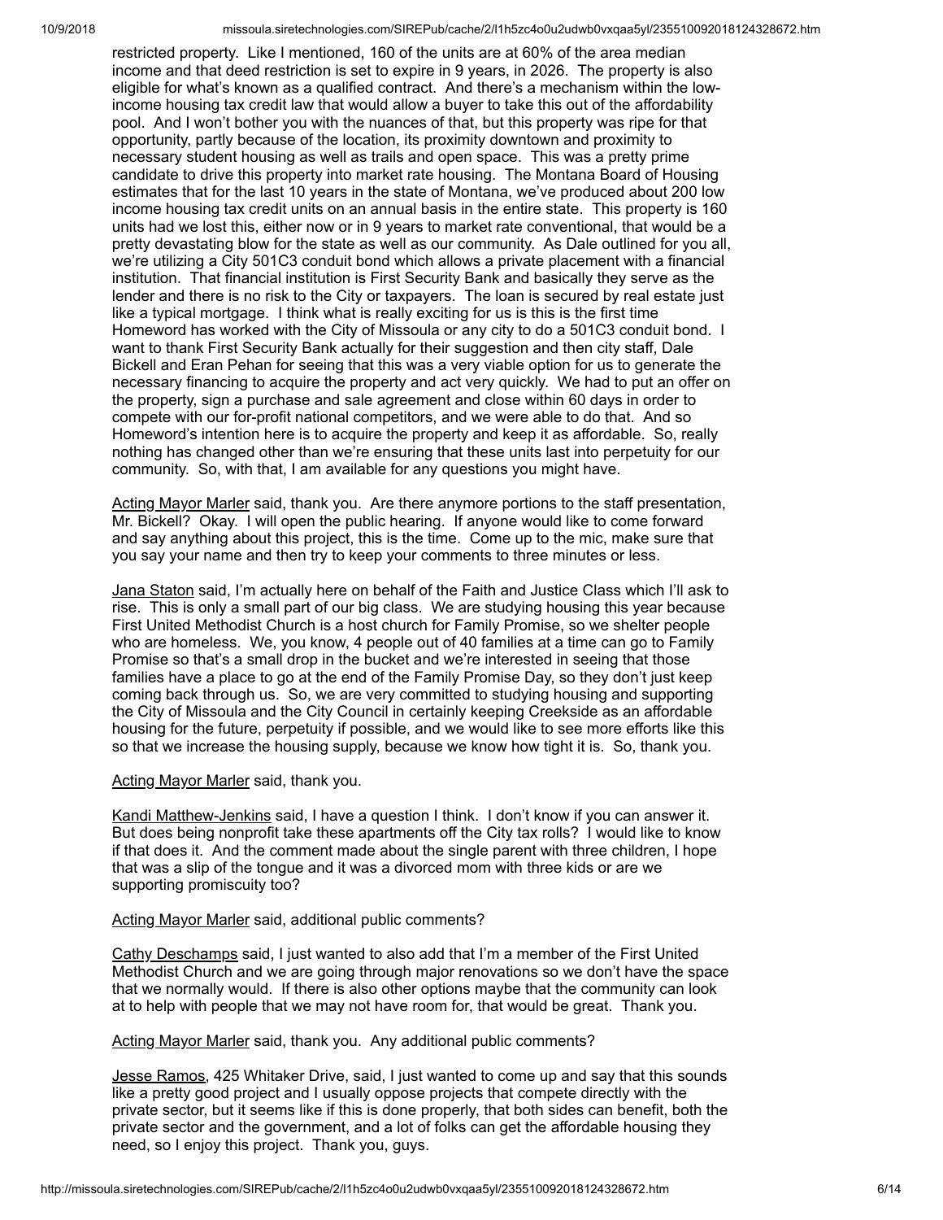restricted property. Like I mentioned, 160 of the units are at 60% of the area median income and that deed restriction is set to expire in 9 years, in 2026. The property is also eligible for what's known as a qualified contract. And there's a mechanism within the low-income housing tax credit law that would allow a buyer to take this out of the affordability pool. And I won't bother you with the nuances of that, but this property was ripe for that opportunity, partly because of the location, its proximity downtown and proximity to necessary student housing as well as trails and open space. This was a pretty prime candidate to drive this property into market rate housing. The Montana Board of Housing estimates that for the last 10 years in the state of Montana, we've produced about 200 low income housing tax credit units on an annual basis in the entire state. This property is 160 units had we lost this, either now or in 9 years to market rate conventional, that would be a pretty devastating blow for the state as well as our community. As Dale outlined for you all, we're utilizing a City 501C3 conduit bond which allows a private placement with a financial institution. That financial institution is First Security Bank and basically they serve as the lender and there is no risk to the City or taxpayers. The loan is secured by real estate just like a typical mortgage. I think what is really exciting for us is this is the first time Homeword has worked with the City of Missoula or any city to do a 501C3 conduit bond. I want to thank First Security Bank actually for their suggestion and then city staff, Dale Bickell and Eran Pehan for seeing that this was a very viable option for us to generate the necessary financing to acquire the property and act very quickly. We had to put an offer on the property, sign a purchase and sale agreement and close within 60 days in order to compete with our for-profit national competitors, and we were able to do that. And so Homeword's intention here is to acquire the property and keep it as affordable. So, really nothing has changed other than we're ensuring that these units last into perpetuity for our community. So, with that, I am available for any questions you might have.

Acting Mayor Marler said, thank you. Are there anymore portions to the staff presentation, Mr. Bickell? Okay. I will open the public hearing. If anyone would like to come forward and say anything about this project, this is the time. Come up to the mic, make sure that you say your name and then try to keep your comments to three minutes or less.

Jana Staton said, I'm actually here on behalf of the Faith and Justice Class which I'll ask to rise. This is only a small part of our big class. We are studying housing this year because First United Methodist Church is a host church for Family Promise, so we shelter people who are homeless. We, you know, 4 people out of 40 families at a time can go to Family Promise so that's a small drop in the bucket and we're interested in seeing that those families have a place to go at the end of the Family Promise Day, so they don't just keep coming back through us. So, we are very committed to studying housing and supporting the City of Missoula and the City Council in certainly keeping Creekside as an affordable housing for the future, perpetuity if possible, and we would like to see more efforts like this so that we increase the housing supply, because we know how tight it is. So, thank you.

Acting Mayor Marler said, thank you.

Kandi Matthew-Jenkins said, I have a question I think. I don't know if you can answer it. But does being nonprofit take these apartments off the City tax rolls? I would like to know if that does it. And the comment made about the single parent with three children, I hope that was a slip of the tongue and it was a divorced mom with three kids or are we supporting promiscuity too?

Acting Mayor Marler said, additional public comments?

Cathy Deschamps said, I just wanted to also add that I'm a member of the First United Methodist Church and we are going through major renovations so we don't have the space that we normally would. If there is also other options maybe that the community can look at to help with people that we may not have room for, that would be great. Thank you.

Acting Mayor Marler said, thank you. Any additional public comments?

Jesse Ramos, 425 Whitaker Drive, said, I just wanted to come up and say that this sounds like a pretty good project and I usually oppose projects that compete directly with the private sector, but it seems like if this is done properly, that both sides can benefit, both the private sector and the government, and a lot of folks can get the affordable housing they need, so I enjoy this project. Thank you, guys.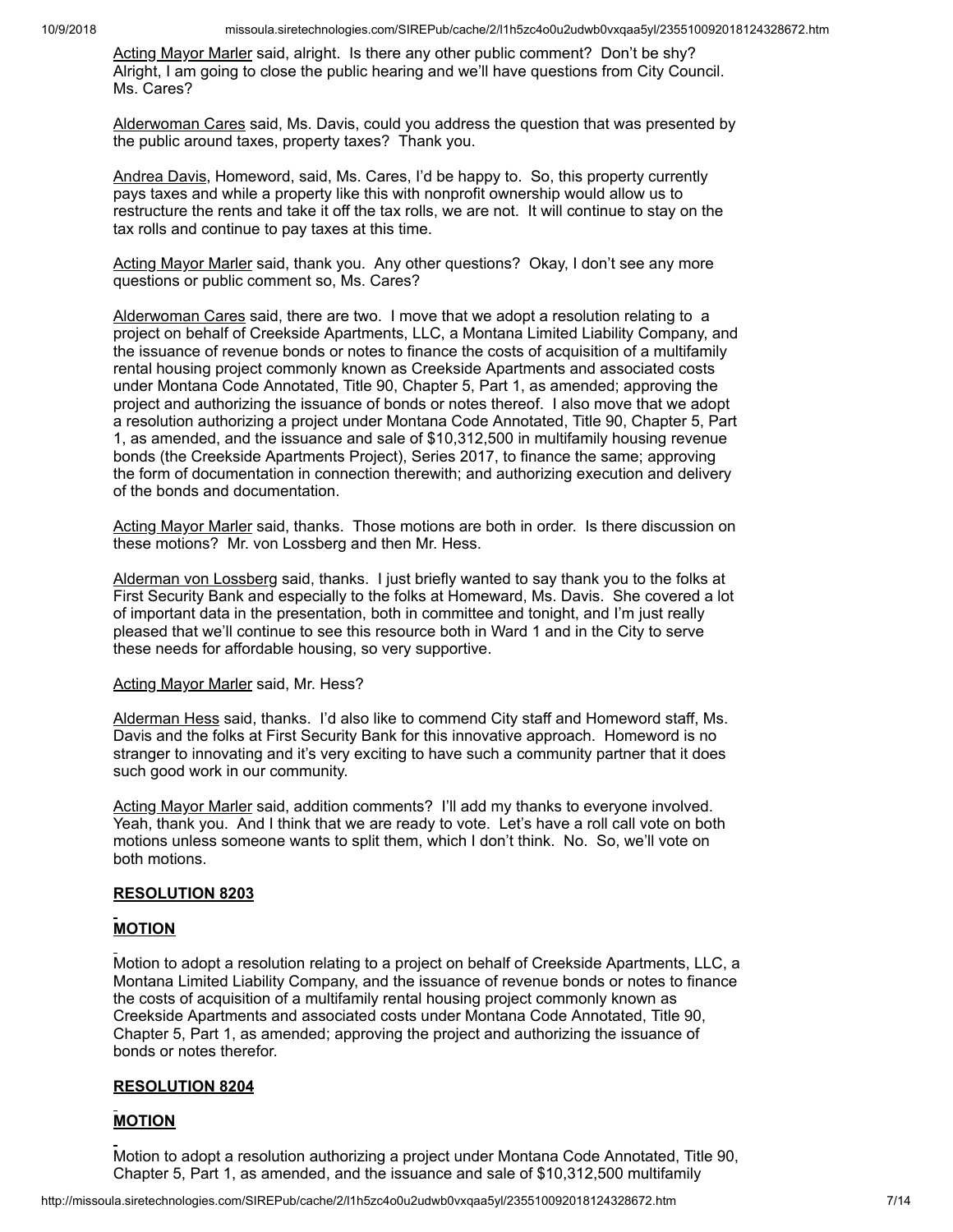Acting Mayor Marler said, alright. Is there any other public comment? Don't be shy? Alright, I am going to close the public hearing and we'll have questions from City Council. Ms. Cares?

Alderwoman Cares said, Ms. Davis, could you address the question that was presented by the public around taxes, property taxes? Thank you.

Andrea Davis, Homeword, said, Ms. Cares, I'd be happy to. So, this property currently pays taxes and while a property like this with nonprofit ownership would allow us to restructure the rents and take it off the tax rolls, we are not. It will continue to stay on the tax rolls and continue to pay taxes at this time.

Acting Mayor Marler said, thank you. Any other questions? Okay, I don't see any more questions or public comment so, Ms. Cares?

Alderwoman Cares said, there are two. I move that we adopt a resolution relating to a project on behalf of Creekside Apartments, LLC, a Montana Limited Liability Company, and the issuance of revenue bonds or notes to finance the costs of acquisition of a multifamily rental housing project commonly known as Creekside Apartments and associated costs under Montana Code Annotated, Title 90, Chapter 5, Part 1, as amended; approving the project and authorizing the issuance of bonds or notes thereof. I also move that we adopt a resolution authorizing a project under Montana Code Annotated, Title 90, Chapter 5, Part 1, as amended, and the issuance and sale of $10,312,500 in multifamily housing revenue bonds (the Creekside Apartments Project), Series 2017, to finance the same; approving the form of documentation in connection therewith; and authorizing execution and delivery of the bonds and documentation.

Acting Mayor Marler said, thanks. Those motions are both in order. Is there discussion on these motions? Mr. von Lossberg and then Mr. Hess.

Alderman von Lossberg said, thanks. I just briefly wanted to say thank you to the folks at First Security Bank and especially to the folks at Homeward, Ms. Davis. She covered a lot of important data in the presentation, both in committee and tonight, and I'm just really pleased that we'll continue to see this resource both in Ward 1 and in the City to serve these needs for affordable housing, so very supportive.

Acting Mayor Marler said, Mr. Hess?

Alderman Hess said, thanks. I'd also like to commend City staff and Homeword staff, Ms. Davis and the folks at First Security Bank for this innovative approach. Homeword is no stranger to innovating and it's very exciting to have such a community partner that it does such good work in our community.

Acting Mayor Marler said, addition comments? I'll add my thanks to everyone involved. Yeah, thank you. And I think that we are ready to vote. Let's have a roll call vote on both motions unless someone wants to split them, which I don't think. No. So, we'll vote on both motions.

**RESOLUTION 8203**

**MOTION**

Motion to adopt a resolution relating to a project on behalf of Creekside Apartments, LLC, a Montana Limited Liability Company, and the issuance of revenue bonds or notes to finance the costs of acquisition of a multifamily rental housing project commonly known as Creekside Apartments and associated costs under Montana Code Annotated, Title 90, Chapter 5, Part 1, as amended; approving the project and authorizing the issuance of bonds or notes therefor.

**RESOLUTION 8204**

**MOTION**

Motion to adopt a resolution authorizing a project under Montana Code Annotated, Title 90, Chapter 5, Part 1, as amended, and the issuance and sale of $10,312,500 multifamily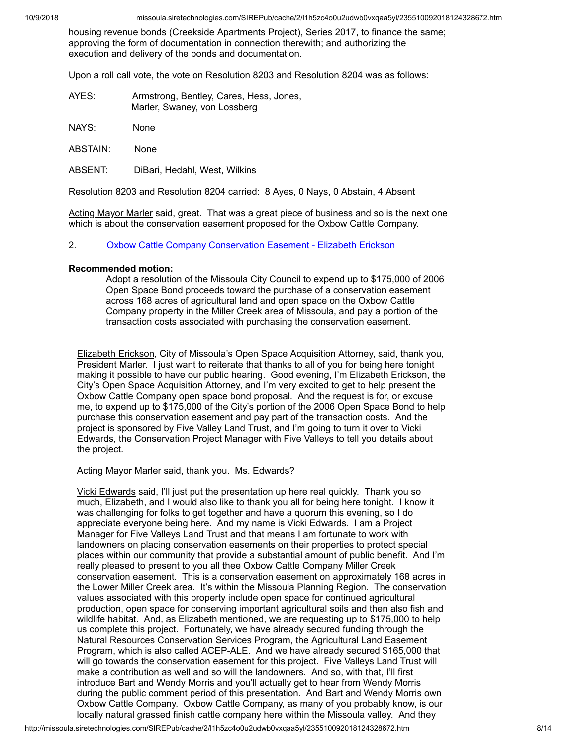housing revenue bonds (Creekside Apartments Project), Series 2017, to finance the same; approving the form of documentation in connection therewith; and authorizing the execution and delivery of the bonds and documentation.

Upon a roll call vote, the vote on Resolution 8203 and Resolution 8204 was as follows:

AYES: Armstrong, Bentley, Cares, Hess, Jones, Marler, Swaney, von Lossberg

NAYS: None

ABSTAIN: None

ABSENT: DiBari, Hedahl, West, Wilkins

Resolution 8203 and Resolution 8204 carried: 8 Ayes, 0 Nays, 0 Abstain, 4 Absent

Acting Mayor Marler said, great. That was a great piece of business and so is the next one which is about the conservation easement proposed for the Oxbow Cattle Company.

2. Oxbow Cattle Company Conservation Easement - Elizabeth Erickson

**Recommended motion:**

Adopt a resolution of the Missoula City Council to expend up to $175,000 of 2006 Open Space Bond proceeds toward the purchase of a conservation easement across 168 acres of agricultural land and open space on the Oxbow Cattle Company property in the Miller Creek area of Missoula, and pay a portion of the transaction costs associated with purchasing the conservation easement.

Elizabeth Erickson, City of Missoula's Open Space Acquisition Attorney, said, thank you, President Marler. I just want to reiterate that thanks to all of you for being here tonight making it possible to have our public hearing. Good evening, I'm Elizabeth Erickson, the City's Open Space Acquisition Attorney, and I'm very excited to get to help present the Oxbow Cattle Company open space bond proposal. And the request is for, or excuse me, to expend up to $175,000 of the City's portion of the 2006 Open Space Bond to help purchase this conservation easement and pay part of the transaction costs. And the project is sponsored by Five Valley Land Trust, and I'm going to turn it over to Vicki Edwards, the Conservation Project Manager with Five Valleys to tell you details about the project.

Acting Mayor Marler said, thank you. Ms. Edwards?

Vicki Edwards said, I'll just put the presentation up here real quickly. Thank you so much, Elizabeth, and I would also like to thank you all for being here tonight. I know it was challenging for folks to get together and have a quorum this evening, so I do appreciate everyone being here. And my name is Vicki Edwards. I am a Project Manager for Five Valleys Land Trust and that means I am fortunate to work with landowners on placing conservation easements on their properties to protect special places within our community that provide a substantial amount of public benefit. And I'm really pleased to present to you all thee Oxbow Cattle Company Miller Creek conservation easement. This is a conservation easement on approximately 168 acres in the Lower Miller Creek area. It's within the Missoula Planning Region. The conservation values associated with this property include open space for continued agricultural production, open space for conserving important agricultural soils and then also fish and wildlife habitat. And, as Elizabeth mentioned, we are requesting up to $175,000 to help us complete this project. Fortunately, we have already secured funding through the Natural Resources Conservation Services Program, the Agricultural Land Easement Program, which is also called ACEP-ALE. And we have already secured $165,000 that will go towards the conservation easement for this project. Five Valleys Land Trust will make a contribution as well and so will the landowners. And so, with that, I'll first introduce Bart and Wendy Morris and you'll actually get to hear from Wendy Morris during the public comment period of this presentation. And Bart and Wendy Morris own Oxbow Cattle Company. Oxbow Cattle Company, as many of you probably know, is our locally natural grassed finish cattle company here within the Missoula valley. And they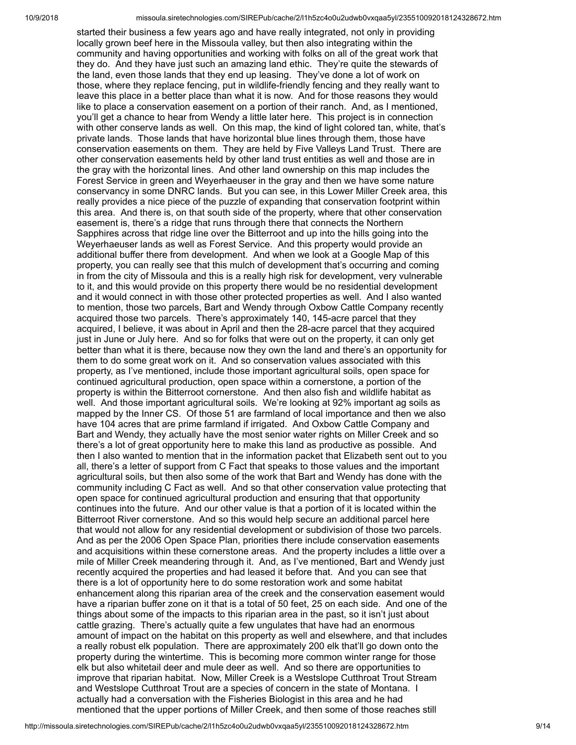started their business a few years ago and have really integrated, not only in providing locally grown beef here in the Missoula valley, but then also integrating within the community and having opportunities and working with folks on all of the great work that they do. And they have just such an amazing land ethic. They're quite the stewards of the land, even those lands that they end up leasing. They've done a lot of work on those, where they replace fencing, put in wildlife-friendly fencing and they really want to leave this place in a better place than what it is now. And for those reasons they would like to place a conservation easement on a portion of their ranch. And, as I mentioned, you'll get a chance to hear from Wendy a little later here. This project is in connection with other conserve lands as well. On this map, the kind of light colored tan, white, that's private lands. Those lands that have horizontal blue lines through them, those have conservation easements on them. They are held by Five Valleys Land Trust. There are other conservation easements held by other land trust entities as well and those are in the gray with the horizontal lines. And other land ownership on this map includes the Forest Service in green and Weyerhaeuser in the gray and then we have some nature conservancy in some DNRC lands. But you can see, in this Lower Miller Creek area, this really provides a nice piece of the puzzle of expanding that conservation footprint within this area. And there is, on that south side of the property, where that other conservation easement is, there's a ridge that runs through there that connects the Northern Sapphires across that ridge line over the Bitterroot and up into the hills going into the Weyerhaeuser lands as well as Forest Service. And this property would provide an additional buffer there from development. And when we look at a Google Map of this property, you can really see that this mulch of development that's occurring and coming in from the city of Missoula and this is a really high risk for development, very vulnerable to it, and this would provide on this property there would be no residential development and it would connect in with those other protected properties as well. And I also wanted to mention, those two parcels, Bart and Wendy through Oxbow Cattle Company recently acquired those two parcels. There's approximately 140, 145-acre parcel that they acquired, I believe, it was about in April and then the 28-acre parcel that they acquired just in June or July here. And so for folks that were out on the property, it can only get better than what it is there, because now they own the land and there's an opportunity for them to do some great work on it. And so conservation values associated with this property, as I've mentioned, include those important agricultural soils, open space for continued agricultural production, open space within a cornerstone, a portion of the property is within the Bitterroot cornerstone. And then also fish and wildlife habitat as well. And those important agricultural soils. We're looking at 92% important ag soils as mapped by the Inner CS. Of those 51 are farmland of local importance and then we also have 104 acres that are prime farmland if irrigated. And Oxbow Cattle Company and Bart and Wendy, they actually have the most senior water rights on Miller Creek and so there's a lot of great opportunity here to make this land as productive as possible. And then I also wanted to mention that in the information packet that Elizabeth sent out to you all, there's a letter of support from C Fact that speaks to those values and the important agricultural soils, but then also some of the work that Bart and Wendy has done with the community including C Fact as well. And so that other conservation value protecting that open space for continued agricultural production and ensuring that that opportunity continues into the future. And our other value is that a portion of it is located within the Bitterroot River cornerstone. And so this would help secure an additional parcel here that would not allow for any residential development or subdivision of those two parcels. And as per the 2006 Open Space Plan, priorities there include conservation easements and acquisitions within these cornerstone areas. And the property includes a little over a mile of Miller Creek meandering through it. And, as I've mentioned, Bart and Wendy just recently acquired the properties and had leased it before that. And you can see that there is a lot of opportunity here to do some restoration work and some habitat enhancement along this riparian area of the creek and the conservation easement would have a riparian buffer zone on it that is a total of 50 feet, 25 on each side. And one of the things about some of the impacts to this riparian area in the past, so it isn't just about cattle grazing. There's actually quite a few ungulates that have had an enormous amount of impact on the habitat on this property as well and elsewhere, and that includes a really robust elk population. There are approximately 200 elk that'll go down onto the property during the wintertime. This is becoming more common winter range for those elk but also whitetail deer and mule deer as well. And so there are opportunities to improve that riparian habitat. Now, Miller Creek is a Westslope Cutthroat Trout Stream and Westslope Cutthroat Trout are a species of concern in the state of Montana. I actually had a conversation with the Fisheries Biologist in this area and he had mentioned that the upper portions of Miller Creek, and then some of those reaches still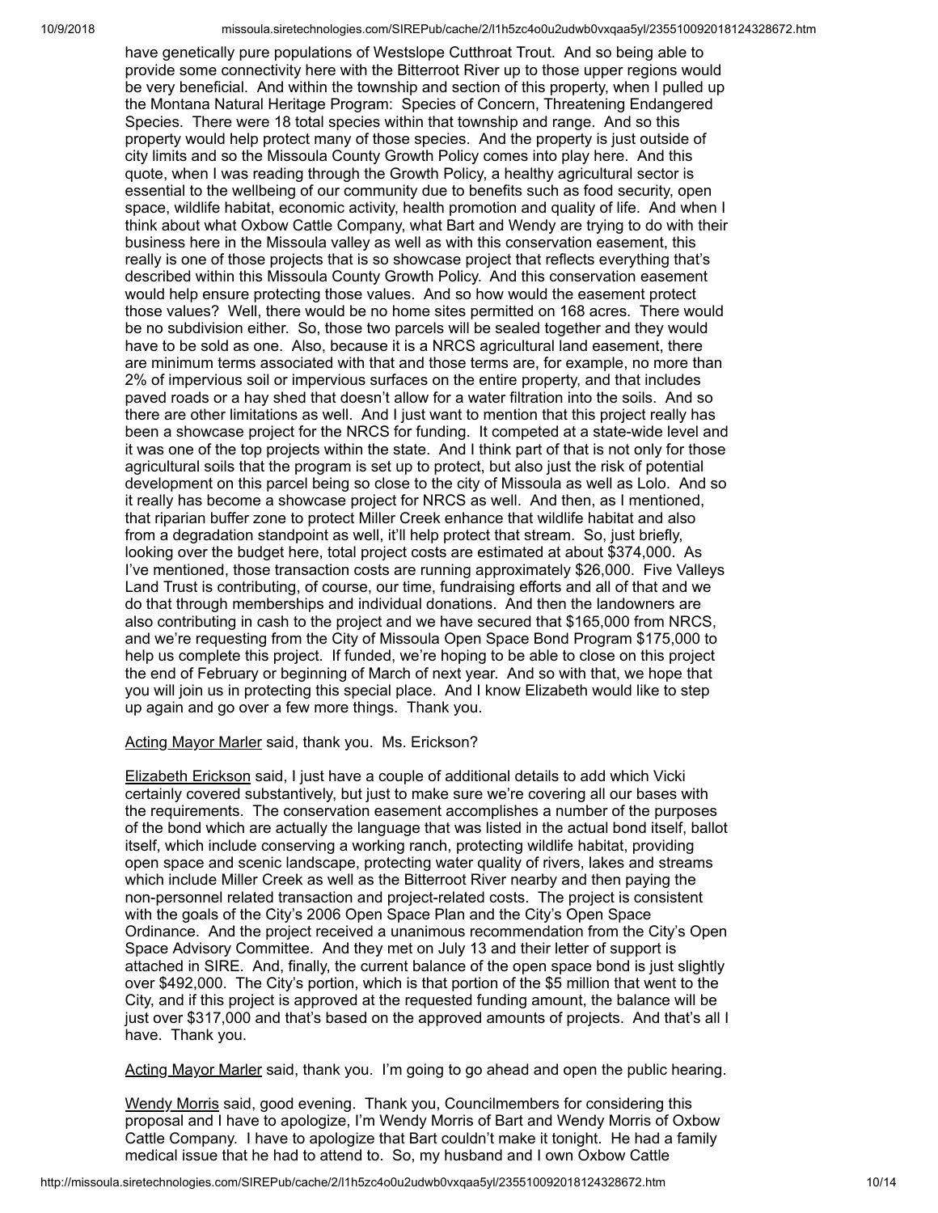have genetically pure populations of Westslope Cutthroat Trout. And so being able to provide some connectivity here with the Bitterroot River up to those upper regions would be very beneficial. And within the township and section of this property, when I pulled up the Montana Natural Heritage Program: Species of Concern, Threatening Endangered Species. There were 18 total species within that township and range. And so this property would help protect many of those species. And the property is just outside of city limits and so the Missoula County Growth Policy comes into play here. And this quote, when I was reading through the Growth Policy, a healthy agricultural sector is essential to the wellbeing of our community due to benefits such as food security, open space, wildlife habitat, economic activity, health promotion and quality of life. And when I think about what Oxbow Cattle Company, what Bart and Wendy are trying to do with their business here in the Missoula valley as well as with this conservation easement, this really is one of those projects that is so showcase project that reflects everything that's described within this Missoula County Growth Policy. And this conservation easement would help ensure protecting those values. And so how would the easement protect those values? Well, there would be no home sites permitted on 168 acres. There would be no subdivision either. So, those two parcels will be sealed together and they would have to be sold as one. Also, because it is a NRCS agricultural land easement, there are minimum terms associated with that and those terms are, for example, no more than 2% of impervious soil or impervious surfaces on the entire property, and that includes paved roads or a hay shed that doesn't allow for a water filtration into the soils. And so there are other limitations as well. And I just want to mention that this project really has been a showcase project for the NRCS for funding. It competed at a state-wide level and it was one of the top projects within the state. And I think part of that is not only for those agricultural soils that the program is set up to protect, but also just the risk of potential development on this parcel being so close to the city of Missoula as well as Lolo. And so it really has become a showcase project for NRCS as well. And then, as I mentioned, that riparian buffer zone to protect Miller Creek enhance that wildlife habitat and also from a degradation standpoint as well, it'll help protect that stream. So, just briefly, looking over the budget here, total project costs are estimated at about $374,000. As I've mentioned, those transaction costs are running approximately $26,000. Five Valleys Land Trust is contributing, of course, our time, fundraising efforts and all of that and we do that through memberships and individual donations. And then the landowners are also contributing in cash to the project and we have secured that $165,000 from NRCS, and we're requesting from the City of Missoula Open Space Bond Program $175,000 to help us complete this project. If funded, we're hoping to be able to close on this project the end of February or beginning of March of next year. And so with that, we hope that you will join us in protecting this special place. And I know Elizabeth would like to step up again and go over a few more things. Thank you.

Acting Mayor Marler said, thank you. Ms. Erickson?

Elizabeth Erickson said, I just have a couple of additional details to add which Vicki certainly covered substantively, but just to make sure we're covering all our bases with the requirements. The conservation easement accomplishes a number of the purposes of the bond which are actually the language that was listed in the actual bond itself, ballot itself, which include conserving a working ranch, protecting wildlife habitat, providing open space and scenic landscape, protecting water quality of rivers, lakes and streams which include Miller Creek as well as the Bitterroot River nearby and then paying the non-personnel related transaction and project-related costs. The project is consistent with the goals of the City's 2006 Open Space Plan and the City's Open Space Ordinance. And the project received a unanimous recommendation from the City's Open Space Advisory Committee. And they met on July 13 and their letter of support is attached in SIRE. And, finally, the current balance of the open space bond is just slightly over $492,000. The City's portion, which is that portion of the $5 million that went to the City, and if this project is approved at the requested funding amount, the balance will be just over $317,000 and that's based on the approved amounts of projects. And that's all I have. Thank you.

Acting Mayor Marler said, thank you. I'm going to go ahead and open the public hearing.

Wendy Morris said, good evening. Thank you, Councilmembers for considering this proposal and I have to apologize, I'm Wendy Morris of Bart and Wendy Morris of Oxbow Cattle Company. I have to apologize that Bart couldn't make it tonight. He had a family medical issue that he had to attend to. So, my husband and I own Oxbow Cattle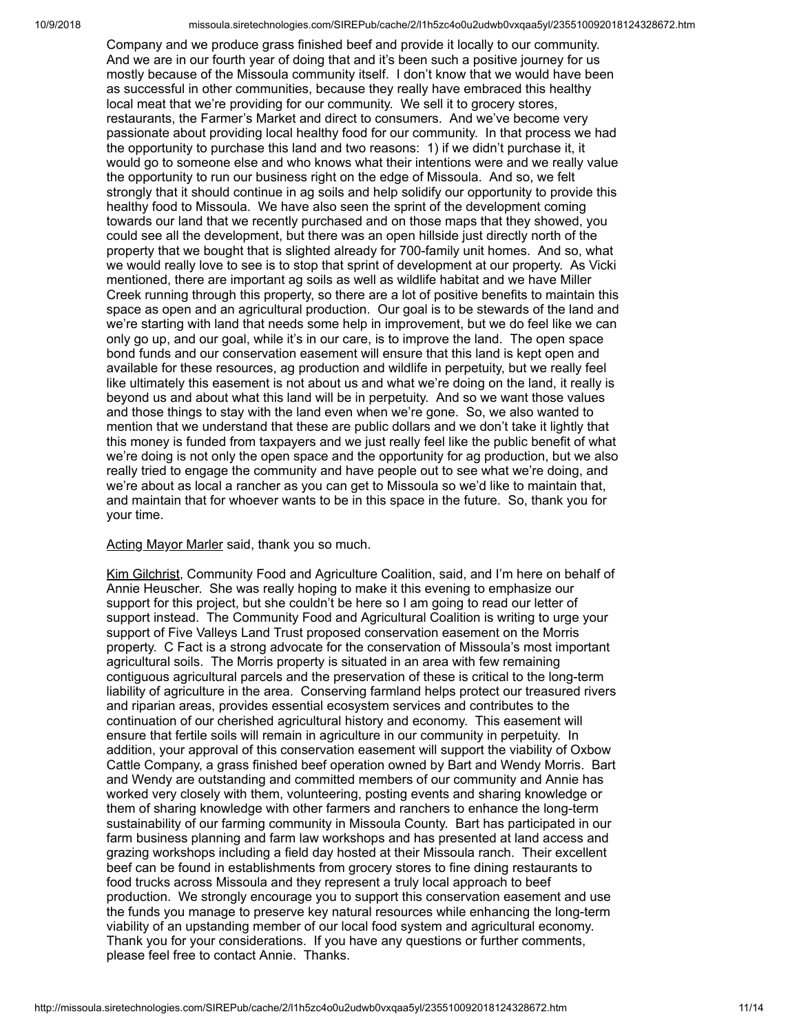Company and we produce grass finished beef and provide it locally to our community. And we are in our fourth year of doing that and it's been such a positive journey for us mostly because of the Missoula community itself. I don't know that we would have been as successful in other communities, because they really have embraced this healthy local meat that we're providing for our community. We sell it to grocery stores, restaurants, the Farmer's Market and direct to consumers. And we've become very passionate about providing local healthy food for our community. In that process we had the opportunity to purchase this land and two reasons: 1) if we didn't purchase it, it would go to someone else and who knows what their intentions were and we really value the opportunity to run our business right on the edge of Missoula. And so, we felt strongly that it should continue in ag soils and help solidify our opportunity to provide this healthy food to Missoula. We have also seen the sprint of the development coming towards our land that we recently purchased and on those maps that they showed, you could see all the development, but there was an open hillside just directly north of the property that we bought that is slighted already for 700-family unit homes. And so, what we would really love to see is to stop that sprint of development at our property. As Vicki mentioned, there are important ag soils as well as wildlife habitat and we have Miller Creek running through this property, so there are a lot of positive benefits to maintain this space as open and an agricultural production. Our goal is to be stewards of the land and we're starting with land that needs some help in improvement, but we do feel like we can only go up, and our goal, while it's in our care, is to improve the land. The open space bond funds and our conservation easement will ensure that this land is kept open and available for these resources, ag production and wildlife in perpetuity, but we really feel like ultimately this easement is not about us and what we're doing on the land, it really is beyond us and about what this land will be in perpetuity. And so we want those values and those things to stay with the land even when we're gone. So, we also wanted to mention that we understand that these are public dollars and we don't take it lightly that this money is funded from taxpayers and we just really feel like the public benefit of what we're doing is not only the open space and the opportunity for ag production, but we also really tried to engage the community and have people out to see what we're doing, and we're about as local a rancher as you can get to Missoula so we'd like to maintain that, and maintain that for whoever wants to be in this space in the future. So, thank you for your time.

Acting Mayor Marler said, thank you so much.

Kim Gilchrist, Community Food and Agriculture Coalition, said, and I'm here on behalf of Annie Heuscher. She was really hoping to make it this evening to emphasize our support for this project, but she couldn't be here so I am going to read our letter of support instead. The Community Food and Agricultural Coalition is writing to urge your support of Five Valleys Land Trust proposed conservation easement on the Morris property. C Fact is a strong advocate for the conservation of Missoula's most important agricultural soils. The Morris property is situated in an area with few remaining contiguous agricultural parcels and the preservation of these is critical to the long-term liability of agriculture in the area. Conserving farmland helps protect our treasured rivers and riparian areas, provides essential ecosystem services and contributes to the continuation of our cherished agricultural history and economy. This easement will ensure that fertile soils will remain in agriculture in our community in perpetuity. In addition, your approval of this conservation easement will support the viability of Oxbow Cattle Company, a grass finished beef operation owned by Bart and Wendy Morris. Bart and Wendy are outstanding and committed members of our community and Annie has worked very closely with them, volunteering, posting events and sharing knowledge or them of sharing knowledge with other farmers and ranchers to enhance the long-term sustainability of our farming community in Missoula County. Bart has participated in our farm business planning and farm law workshops and has presented at land access and grazing workshops including a field day hosted at their Missoula ranch. Their excellent beef can be found in establishments from grocery stores to fine dining restaurants to food trucks across Missoula and they represent a truly local approach to beef production. We strongly encourage you to support this conservation easement and use the funds you manage to preserve key natural resources while enhancing the long-term viability of an upstanding member of our local food system and agricultural economy. Thank you for your considerations. If you have any questions or further comments, please feel free to contact Annie. Thanks.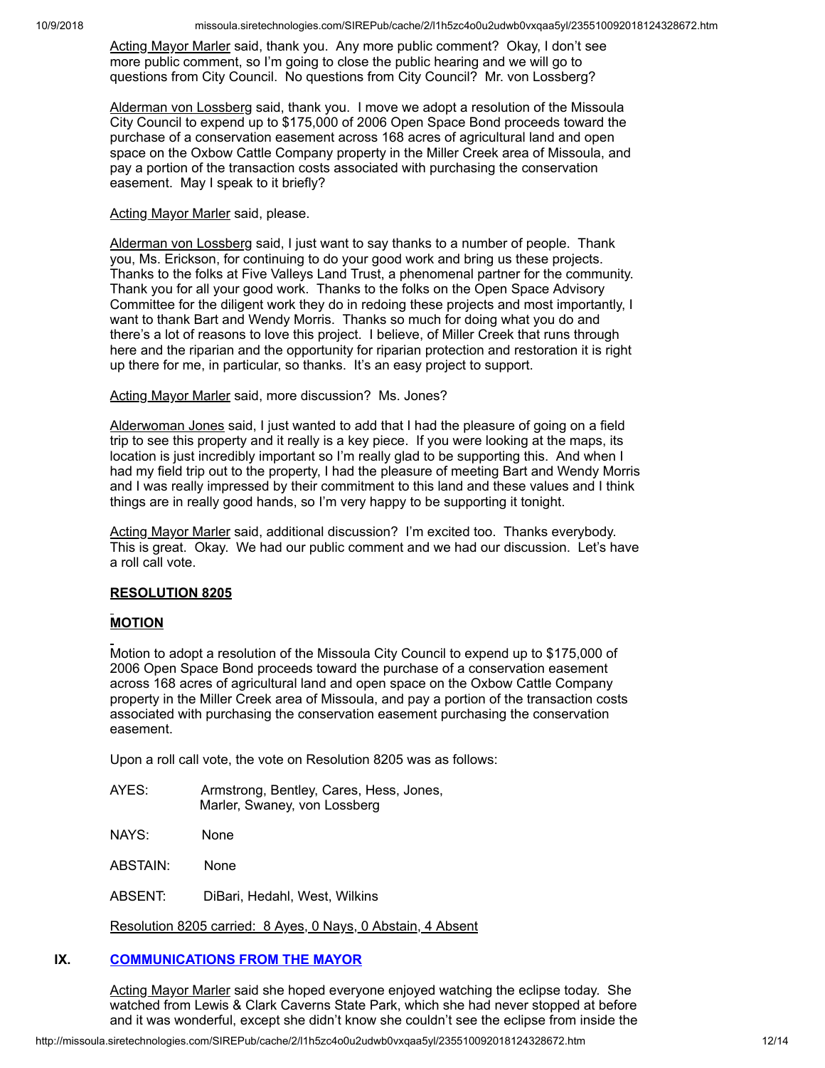Acting Mayor Marler said, thank you. Any more public comment? Okay, I don't see more public comment, so I'm going to close the public hearing and we will go to questions from City Council. No questions from City Council? Mr. von Lossberg?

Alderman von Lossberg said, thank you. I move we adopt a resolution of the Missoula City Council to expend up to $175,000 of 2006 Open Space Bond proceeds toward the purchase of a conservation easement across 168 acres of agricultural land and open space on the Oxbow Cattle Company property in the Miller Creek area of Missoula, and pay a portion of the transaction costs associated with purchasing the conservation easement. May I speak to it briefly?

Acting Mayor Marler said, please.

Alderman von Lossberg said, I just want to say thanks to a number of people. Thank you, Ms. Erickson, for continuing to do your good work and bring us these projects. Thanks to the folks at Five Valleys Land Trust, a phenomenal partner for the community. Thank you for all your good work. Thanks to the folks on the Open Space Advisory Committee for the diligent work they do in redoing these projects and most importantly, I want to thank Bart and Wendy Morris. Thanks so much for doing what you do and there's a lot of reasons to love this project. I believe, of Miller Creek that runs through here and the riparian and the opportunity for riparian protection and restoration it is right up there for me, in particular, so thanks. It's an easy project to support.

Acting Mayor Marler said, more discussion? Ms. Jones?

Alderwoman Jones said, I just wanted to add that I had the pleasure of going on a field trip to see this property and it really is a key piece. If you were looking at the maps, its location is just incredibly important so I'm really glad to be supporting this. And when I had my field trip out to the property, I had the pleasure of meeting Bart and Wendy Morris and I was really impressed by their commitment to this land and these values and I think things are in really good hands, so I'm very happy to be supporting it tonight.

Acting Mayor Marler said, additional discussion? I'm excited too. Thanks everybody. This is great. Okay. We had our public comment and we had our discussion. Let's have a roll call vote.

**RESOLUTION 8205**

**MOTION**

Motion to adopt a resolution of the Missoula City Council to expend up to $175,000 of 2006 Open Space Bond proceeds toward the purchase of a conservation easement across 168 acres of agricultural land and open space on the Oxbow Cattle Company property in the Miller Creek area of Missoula, and pay a portion of the transaction costs associated with purchasing the conservation easement purchasing the conservation easement.

Upon a roll call vote, the vote on Resolution 8205 was as follows:

AYES: Armstrong, Bentley, Cares, Hess, Jones, Marler, Swaney, von Lossberg

NAYS: None

ABSTAIN: None

ABSENT: DiBari, Hedahl, West, Wilkins

Resolution 8205 carried: 8 Ayes, 0 Nays, 0 Abstain, 4 Absent

## IX. COMMUNICATIONS FROM THE MAYOR

Acting Mayor Marler said she hoped everyone enjoyed watching the eclipse today. She watched from Lewis & Clark Caverns State Park, which she had never stopped at before and it was wonderful, except she didn't know she couldn't see the eclipse from inside the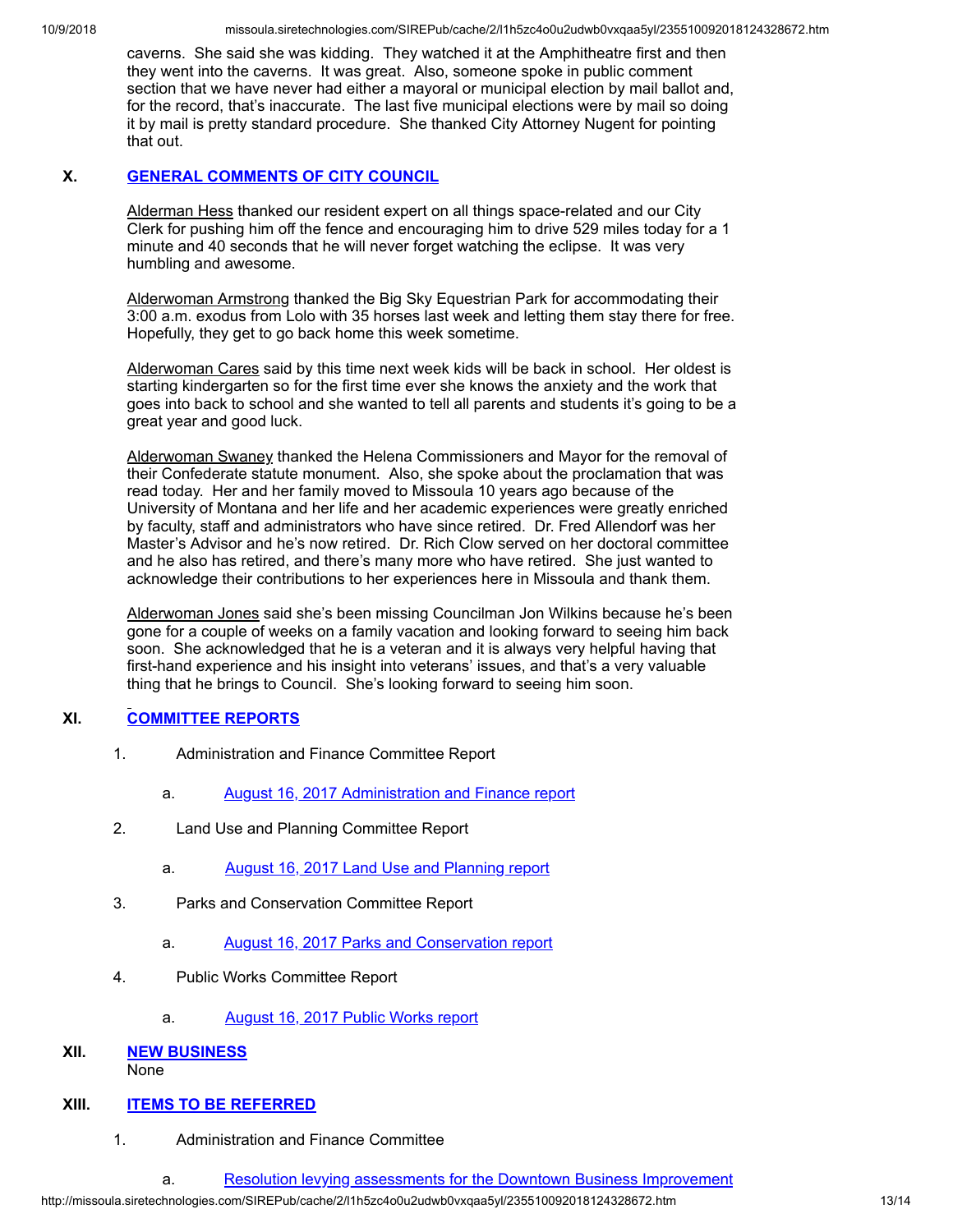caverns. She said she was kidding. They watched it at the Amphitheatre first and then they went into the caverns. It was great. Also, someone spoke in public comment section that we have never had either a mayoral or municipal election by mail ballot and, for the record, that's inaccurate. The last five municipal elections were by mail so doing it by mail is pretty standard procedure. She thanked City Attorney Nugent for pointing that out.

## X. GENERAL COMMENTS OF CITY COUNCIL

Alderman Hess thanked our resident expert on all things space-related and our City Clerk for pushing him off the fence and encouraging him to drive 529 miles today for a 1 minute and 40 seconds that he will never forget watching the eclipse. It was very humbling and awesome.

Alderwoman Armstrong thanked the Big Sky Equestrian Park for accommodating their 3:00 a.m. exodus from Lolo with 35 horses last week and letting them stay there for free. Hopefully, they get to go back home this week sometime.

Alderwoman Cares said by this time next week kids will be back in school. Her oldest is starting kindergarten so for the first time ever she knows the anxiety and the work that goes into back to school and she wanted to tell all parents and students it's going to be a great year and good luck.

Alderwoman Swaney thanked the Helena Commissioners and Mayor for the removal of their Confederate statute monument. Also, she spoke about the proclamation that was read today. Her and her family moved to Missoula 10 years ago because of the University of Montana and her life and her academic experiences were greatly enriched by faculty, staff and administrators who have since retired. Dr. Fred Allendorf was her Master's Advisor and he's now retired. Dr. Rich Clow served on her doctoral committee and he also has retired, and there's many more who have retired. She just wanted to acknowledge their contributions to her experiences here in Missoula and thank them.

Alderwoman Jones said she's been missing Councilman Jon Wilkins because he's been gone for a couple of weeks on a family vacation and looking forward to seeing him back soon. She acknowledged that he is a veteran and it is always very helpful having that first-hand experience and his insight into veterans' issues, and that's a very valuable thing that he brings to Council. She's looking forward to seeing him soon.

## XI. COMMITTEE REPORTS

1. Administration and Finance Committee Report
   a. August 16, 2017 Administration and Finance report
2. Land Use and Planning Committee Report
   a. August 16, 2017 Land Use and Planning report
3. Parks and Conservation Committee Report
   a. August 16, 2017 Parks and Conservation report
4. Public Works Committee Report
   a. August 16, 2017 Public Works report

## XII. NEW BUSINESS

None

## XIII. ITEMS TO BE REFERRED

1. Administration and Finance Committee
   a. Resolution levying assessments for the Downtown Business Improvement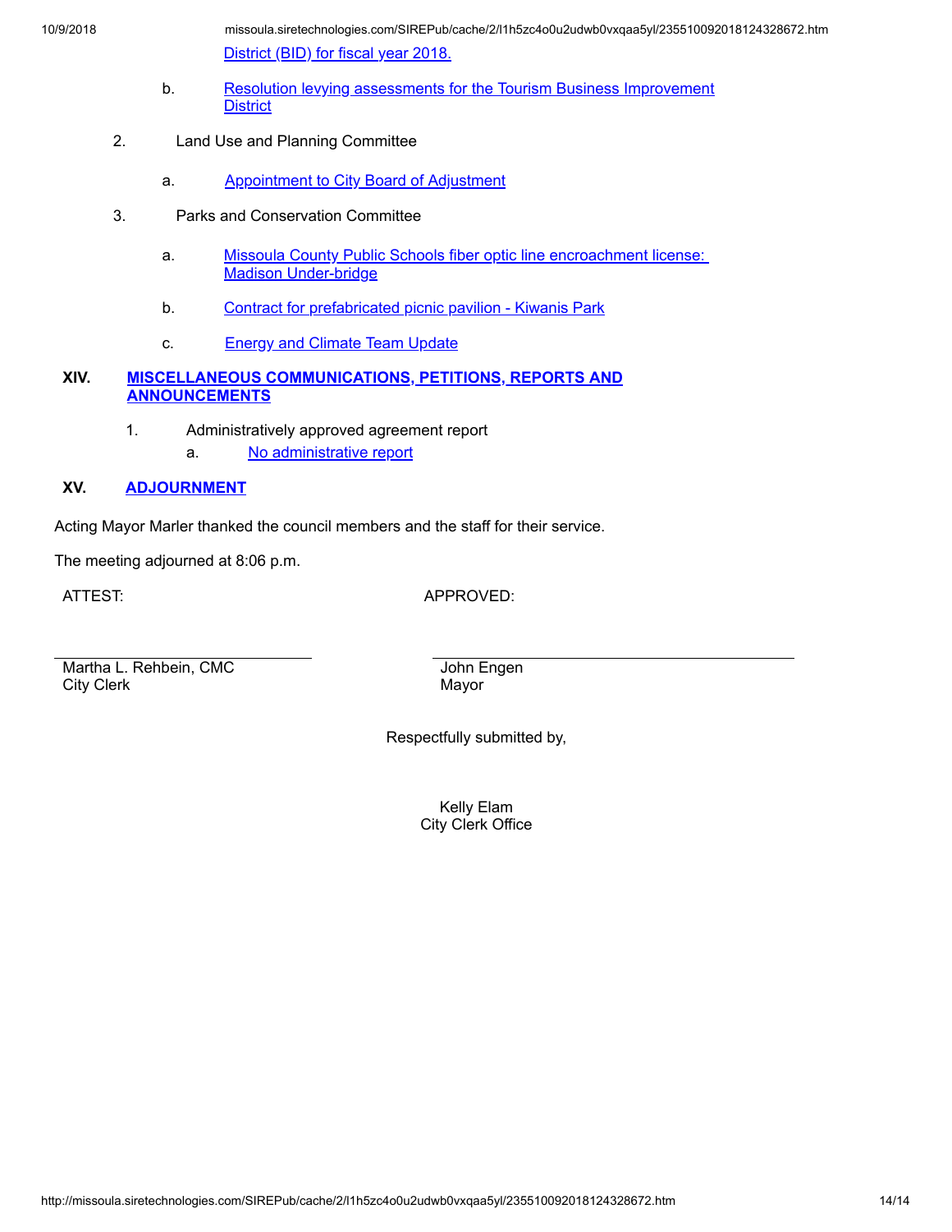District (BID) for fiscal year 2018.

b. Resolution levying assessments for the Tourism Business Improvement District

2. Land Use and Planning Committee

a. Appointment to City Board of Adjustment

3. Parks and Conservation Committee

a. Missoula County Public Schools fiber optic line encroachment license: Madison Under-bridge

b. Contract for prefabricated picnic pavilion - Kiwanis Park

c. Energy and Climate Team Update

## XIV. MISCELLANEOUS COMMUNICATIONS, PETITIONS, REPORTS AND ANNOUNCEMENTS

1. Administratively approved agreement report

a. No administrative report

## XV. ADJOURNMENT

Acting Mayor Marler thanked the council members and the staff for their service.

The meeting adjourned at 8:06 p.m.

ATTEST:

Martha L. Rehbein, CMC
City Clerk

APPROVED:

John Engen
Mayor

Respectfully submitted by,

Kelly Elam
City Clerk Office